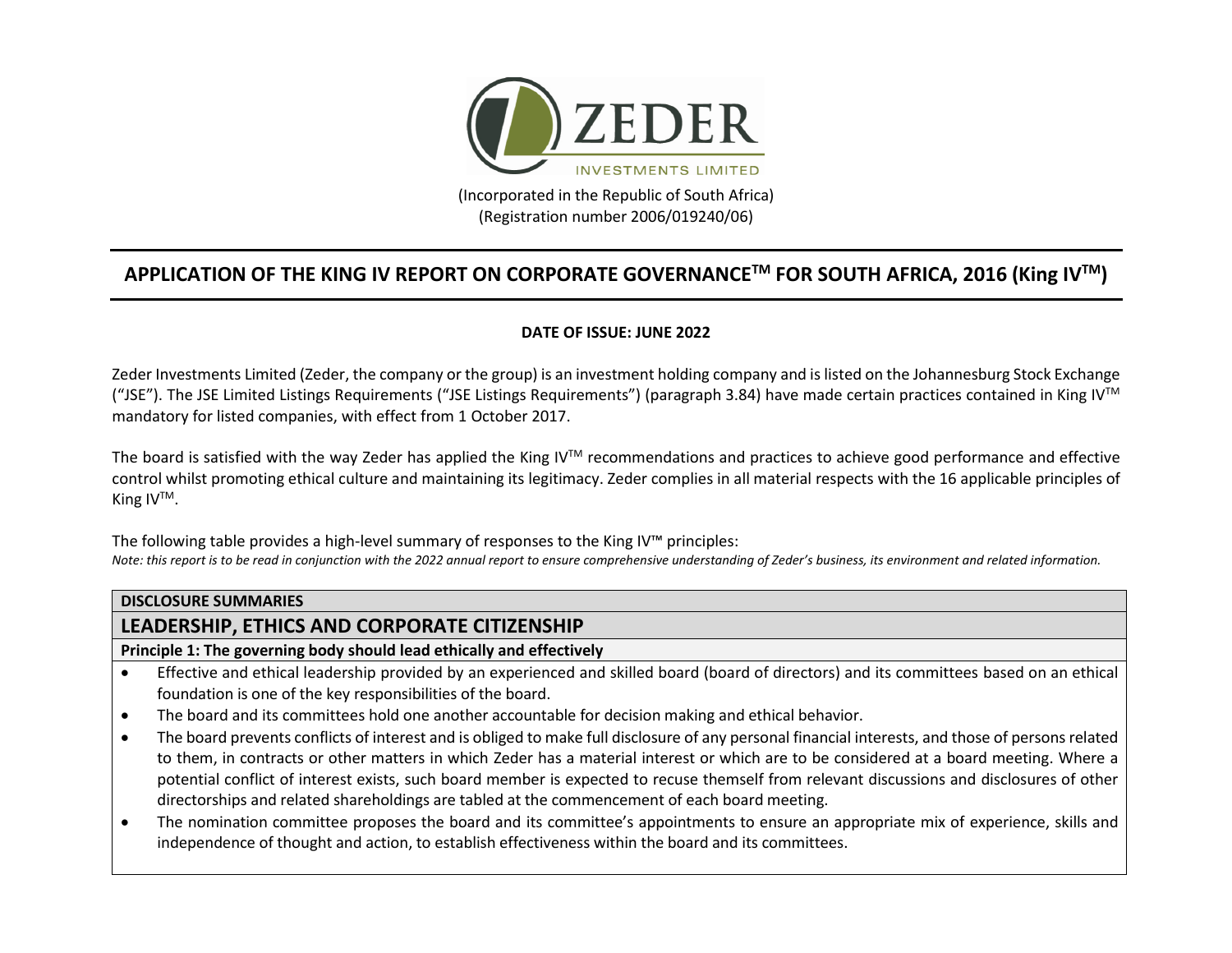ZEDER INVESTMENTS LIMITED

(Incorporated in the Republic of South Africa)
(Registration number 2006/019240/06)

# APPLICATION OF THE KING IV REPORT ON CORPORATE GOVERNANCE™ FOR SOUTH AFRICA, 2016 (King IV™)

**DATE OF ISSUE: JUNE 2022**

Zeder Investments Limited (Zeder, the company or the group) is an investment holding company and is listed on the Johannesburg Stock Exchange ("JSE"). The JSE Limited Listings Requirements ("JSE Listings Requirements") (paragraph 3.84) have made certain practices contained in King IV™ mandatory for listed companies, with effect from 1 October 2017.

The board is satisfied with the way Zeder has applied the King IV™ recommendations and practices to achieve good performance and effective control whilst promoting ethical culture and maintaining its legitimacy. Zeder complies in all material respects with the 16 applicable principles of King IV™.

The following table provides a high-level summary of responses to the King IV™ principles:

*Note: this report is to be read in conjunction with the 2022 annual report to ensure comprehensive understanding of Zeder's business, its environment and related information.*

**DISCLOSURE SUMMARIES**

## LEADERSHIP, ETHICS AND CORPORATE CITIZENSHIP

**Principle 1: The governing body should lead ethically and effectively**

- Effective and ethical leadership provided by an experienced and skilled board (board of directors) and its committees based on an ethical foundation is one of the key responsibilities of the board.
- The board and its committees hold one another accountable for decision making and ethical behavior.
- The board prevents conflicts of interest and is obliged to make full disclosure of any personal financial interests, and those of persons related to them, in contracts or other matters in which Zeder has a material interest or which are to be considered at a board meeting. Where a potential conflict of interest exists, such board member is expected to recuse themself from relevant discussions and disclosures of other directorships and related shareholdings are tabled at the commencement of each board meeting.
- The nomination committee proposes the board and its committee's appointments to ensure an appropriate mix of experience, skills and independence of thought and action, to establish effectiveness within the board and its committees.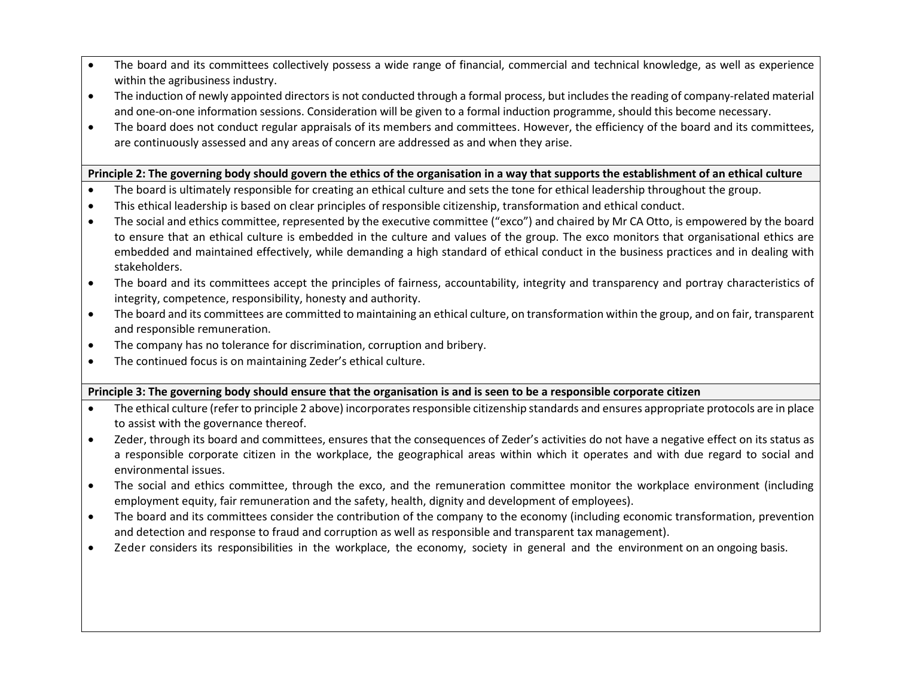- The board and its committees collectively possess a wide range of financial, commercial and technical knowledge, as well as experience within the agribusiness industry.
- The induction of newly appointed directors is not conducted through a formal process, but includes the reading of company-related material and one-on-one information sessions. Consideration will be given to a formal induction programme, should this become necessary.
- The board does not conduct regular appraisals of its members and committees. However, the efficiency of the board and its committees, are continuously assessed and any areas of concern are addressed as and when they arise.

**Principle 2: The governing body should govern the ethics of the organisation in a way that supports the establishment of an ethical culture**

- The board is ultimately responsible for creating an ethical culture and sets the tone for ethical leadership throughout the group.
- This ethical leadership is based on clear principles of responsible citizenship, transformation and ethical conduct.
- The social and ethics committee, represented by the executive committee ("exco") and chaired by Mr CA Otto, is empowered by the board to ensure that an ethical culture is embedded in the culture and values of the group. The exco monitors that organisational ethics are embedded and maintained effectively, while demanding a high standard of ethical conduct in the business practices and in dealing with stakeholders.
- The board and its committees accept the principles of fairness, accountability, integrity and transparency and portray characteristics of integrity, competence, responsibility, honesty and authority.
- The board and its committees are committed to maintaining an ethical culture, on transformation within the group, and on fair, transparent and responsible remuneration.
- The company has no tolerance for discrimination, corruption and bribery.
- The continued focus is on maintaining Zeder's ethical culture.

**Principle 3: The governing body should ensure that the organisation is and is seen to be a responsible corporate citizen**

- The ethical culture (refer to principle 2 above) incorporates responsible citizenship standards and ensures appropriate protocols are in place to assist with the governance thereof.
- Zeder, through its board and committees, ensures that the consequences of Zeder's activities do not have a negative effect on its status as a responsible corporate citizen in the workplace, the geographical areas within which it operates and with due regard to social and environmental issues.
- The social and ethics committee, through the exco, and the remuneration committee monitor the workplace environment (including employment equity, fair remuneration and the safety, health, dignity and development of employees).
- The board and its committees consider the contribution of the company to the economy (including economic transformation, prevention and detection and response to fraud and corruption as well as responsible and transparent tax management).
- Zeder considers its responsibilities in the workplace, the economy, society in general and the environment on an ongoing basis.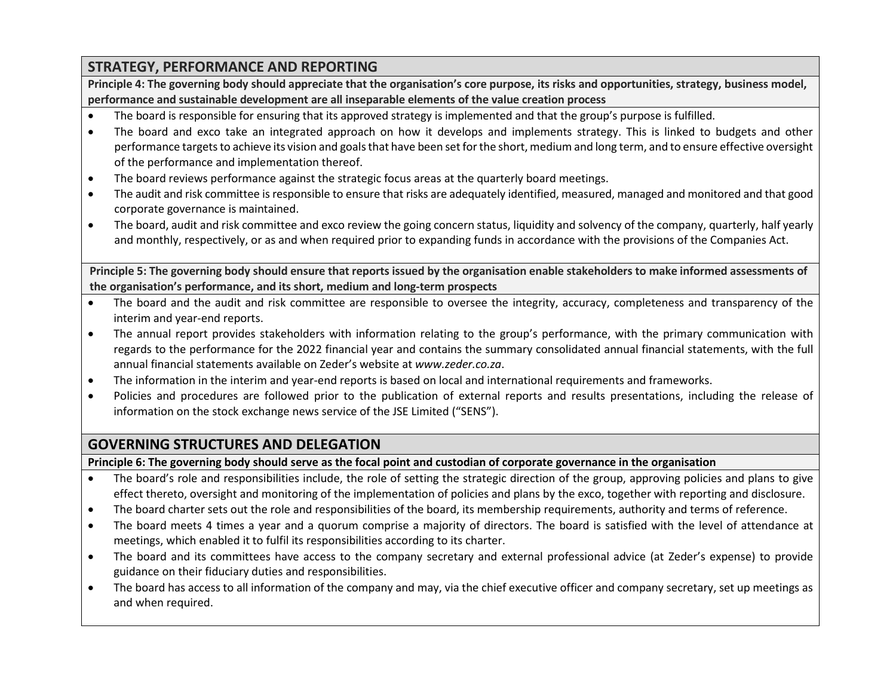## STRATEGY, PERFORMANCE AND REPORTING

**Principle 4: The governing body should appreciate that the organisation's core purpose, its risks and opportunities, strategy, business model, performance and sustainable development are all inseparable elements of the value creation process**

- The board is responsible for ensuring that its approved strategy is implemented and that the group's purpose is fulfilled.
- The board and exco take an integrated approach on how it develops and implements strategy. This is linked to budgets and other performance targets to achieve its vision and goals that have been set for the short, medium and long term, and to ensure effective oversight of the performance and implementation thereof.
- The board reviews performance against the strategic focus areas at the quarterly board meetings.
- The audit and risk committee is responsible to ensure that risks are adequately identified, measured, managed and monitored and that good corporate governance is maintained.
- The board, audit and risk committee and exco review the going concern status, liquidity and solvency of the company, quarterly, half yearly and monthly, respectively, or as and when required prior to expanding funds in accordance with the provisions of the Companies Act.

**Principle 5: The governing body should ensure that reports issued by the organisation enable stakeholders to make informed assessments of the organisation's performance, and its short, medium and long-term prospects**

- The board and the audit and risk committee are responsible to oversee the integrity, accuracy, completeness and transparency of the interim and year-end reports.
- The annual report provides stakeholders with information relating to the group's performance, with the primary communication with regards to the performance for the 2022 financial year and contains the summary consolidated annual financial statements, with the full annual financial statements available on Zeder's website at *www.zeder.co.za*.
- The information in the interim and year-end reports is based on local and international requirements and frameworks.
- Policies and procedures are followed prior to the publication of external reports and results presentations, including the release of information on the stock exchange news service of the JSE Limited ("SENS").

## GOVERNING STRUCTURES AND DELEGATION

**Principle 6: The governing body should serve as the focal point and custodian of corporate governance in the organisation**

- The board's role and responsibilities include, the role of setting the strategic direction of the group, approving policies and plans to give effect thereto, oversight and monitoring of the implementation of policies and plans by the exco, together with reporting and disclosure.
- The board charter sets out the role and responsibilities of the board, its membership requirements, authority and terms of reference.
- The board meets 4 times a year and a quorum comprise a majority of directors. The board is satisfied with the level of attendance at meetings, which enabled it to fulfil its responsibilities according to its charter.
- The board and its committees have access to the company secretary and external professional advice (at Zeder's expense) to provide guidance on their fiduciary duties and responsibilities.
- The board has access to all information of the company and may, via the chief executive officer and company secretary, set up meetings as and when required.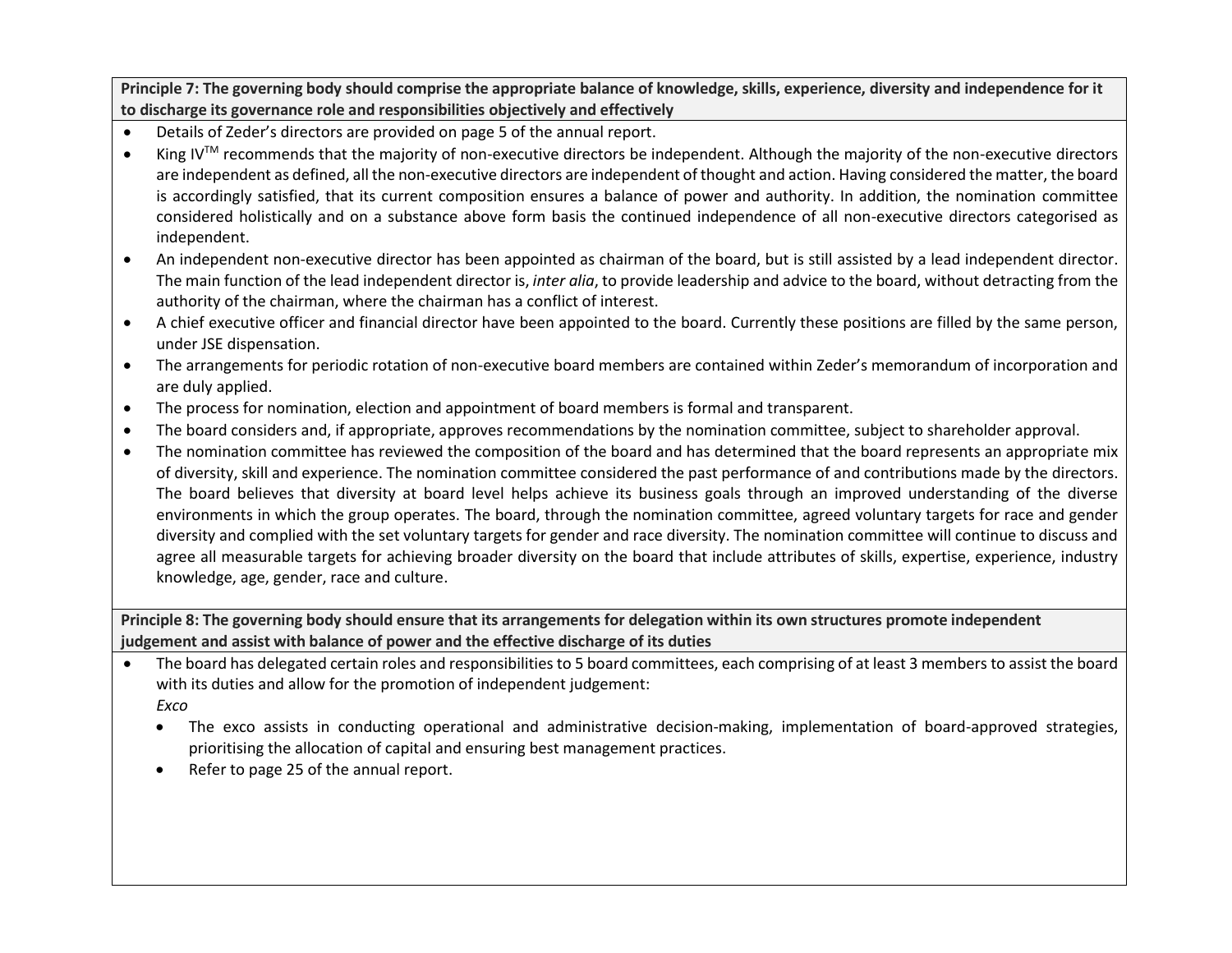**Principle 7: The governing body should comprise the appropriate balance of knowledge, skills, experience, diversity and independence for it to discharge its governance role and responsibilities objectively and effectively**

- Details of Zeder's directors are provided on page 5 of the annual report.
- King IV™ recommends that the majority of non-executive directors be independent. Although the majority of the non-executive directors are independent as defined, all the non-executive directors are independent of thought and action. Having considered the matter, the board is accordingly satisfied, that its current composition ensures a balance of power and authority. In addition, the nomination committee considered holistically and on a substance above form basis the continued independence of all non-executive directors categorised as independent.
- An independent non-executive director has been appointed as chairman of the board, but is still assisted by a lead independent director. The main function of the lead independent director is, *inter alia*, to provide leadership and advice to the board, without detracting from the authority of the chairman, where the chairman has a conflict of interest.
- A chief executive officer and financial director have been appointed to the board. Currently these positions are filled by the same person, under JSE dispensation.
- The arrangements for periodic rotation of non-executive board members are contained within Zeder's memorandum of incorporation and are duly applied.
- The process for nomination, election and appointment of board members is formal and transparent.
- The board considers and, if appropriate, approves recommendations by the nomination committee, subject to shareholder approval.
- The nomination committee has reviewed the composition of the board and has determined that the board represents an appropriate mix of diversity, skill and experience. The nomination committee considered the past performance of and contributions made by the directors. The board believes that diversity at board level helps achieve its business goals through an improved understanding of the diverse environments in which the group operates. The board, through the nomination committee, agreed voluntary targets for race and gender diversity and complied with the set voluntary targets for gender and race diversity. The nomination committee will continue to discuss and agree all measurable targets for achieving broader diversity on the board that include attributes of skills, expertise, experience, industry knowledge, age, gender, race and culture.

**Principle 8: The governing body should ensure that its arrangements for delegation within its own structures promote independent judgement and assist with balance of power and the effective discharge of its duties**

- The board has delegated certain roles and responsibilities to 5 board committees, each comprising of at least 3 members to assist the board with its duties and allow for the promotion of independent judgement:

  *Exco*

  - The exco assists in conducting operational and administrative decision-making, implementation of board-approved strategies, prioritising the allocation of capital and ensuring best management practices.
  - Refer to page 25 of the annual report.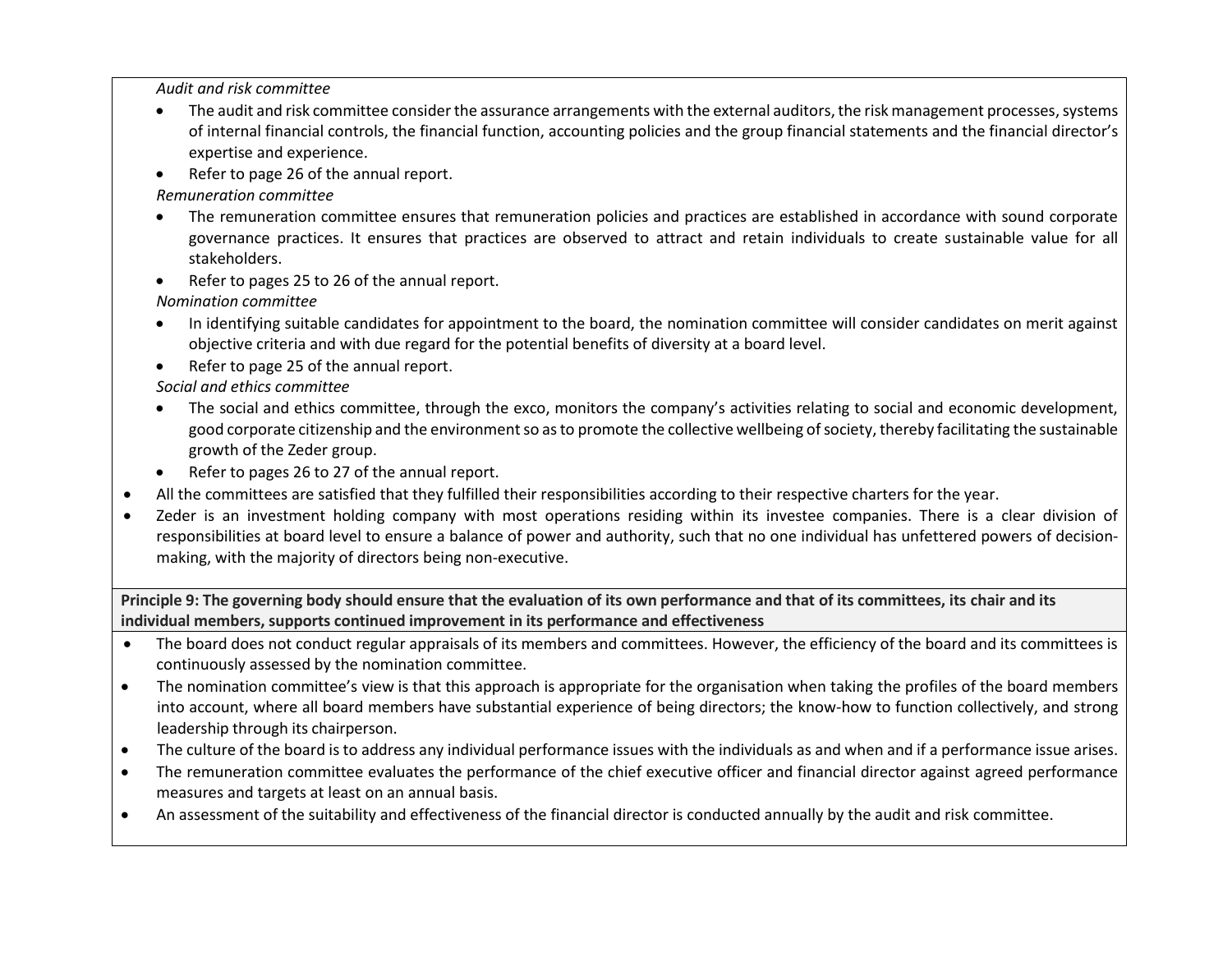*Audit and risk committee*

- The audit and risk committee consider the assurance arrangements with the external auditors, the risk management processes, systems of internal financial controls, the financial function, accounting policies and the group financial statements and the financial director's expertise and experience.
- Refer to page 26 of the annual report.

*Remuneration committee*

- The remuneration committee ensures that remuneration policies and practices are established in accordance with sound corporate governance practices. It ensures that practices are observed to attract and retain individuals to create sustainable value for all stakeholders.
- Refer to pages 25 to 26 of the annual report.

*Nomination committee*

- In identifying suitable candidates for appointment to the board, the nomination committee will consider candidates on merit against objective criteria and with due regard for the potential benefits of diversity at a board level.
- Refer to page 25 of the annual report.

*Social and ethics committee*

- The social and ethics committee, through the exco, monitors the company's activities relating to social and economic development, good corporate citizenship and the environment so as to promote the collective wellbeing of society, thereby facilitating the sustainable growth of the Zeder group.
- Refer to pages 26 to 27 of the annual report.

- All the committees are satisfied that they fulfilled their responsibilities according to their respective charters for the year.
- Zeder is an investment holding company with most operations residing within its investee companies. There is a clear division of responsibilities at board level to ensure a balance of power and authority, such that no one individual has unfettered powers of decision-making, with the majority of directors being non-executive.

**Principle 9: The governing body should ensure that the evaluation of its own performance and that of its committees, its chair and its individual members, supports continued improvement in its performance and effectiveness**

- The board does not conduct regular appraisals of its members and committees. However, the efficiency of the board and its committees is continuously assessed by the nomination committee.
- The nomination committee's view is that this approach is appropriate for the organisation when taking the profiles of the board members into account, where all board members have substantial experience of being directors; the know-how to function collectively, and strong leadership through its chairperson.
- The culture of the board is to address any individual performance issues with the individuals as and when and if a performance issue arises.
- The remuneration committee evaluates the performance of the chief executive officer and financial director against agreed performance measures and targets at least on an annual basis.
- An assessment of the suitability and effectiveness of the financial director is conducted annually by the audit and risk committee.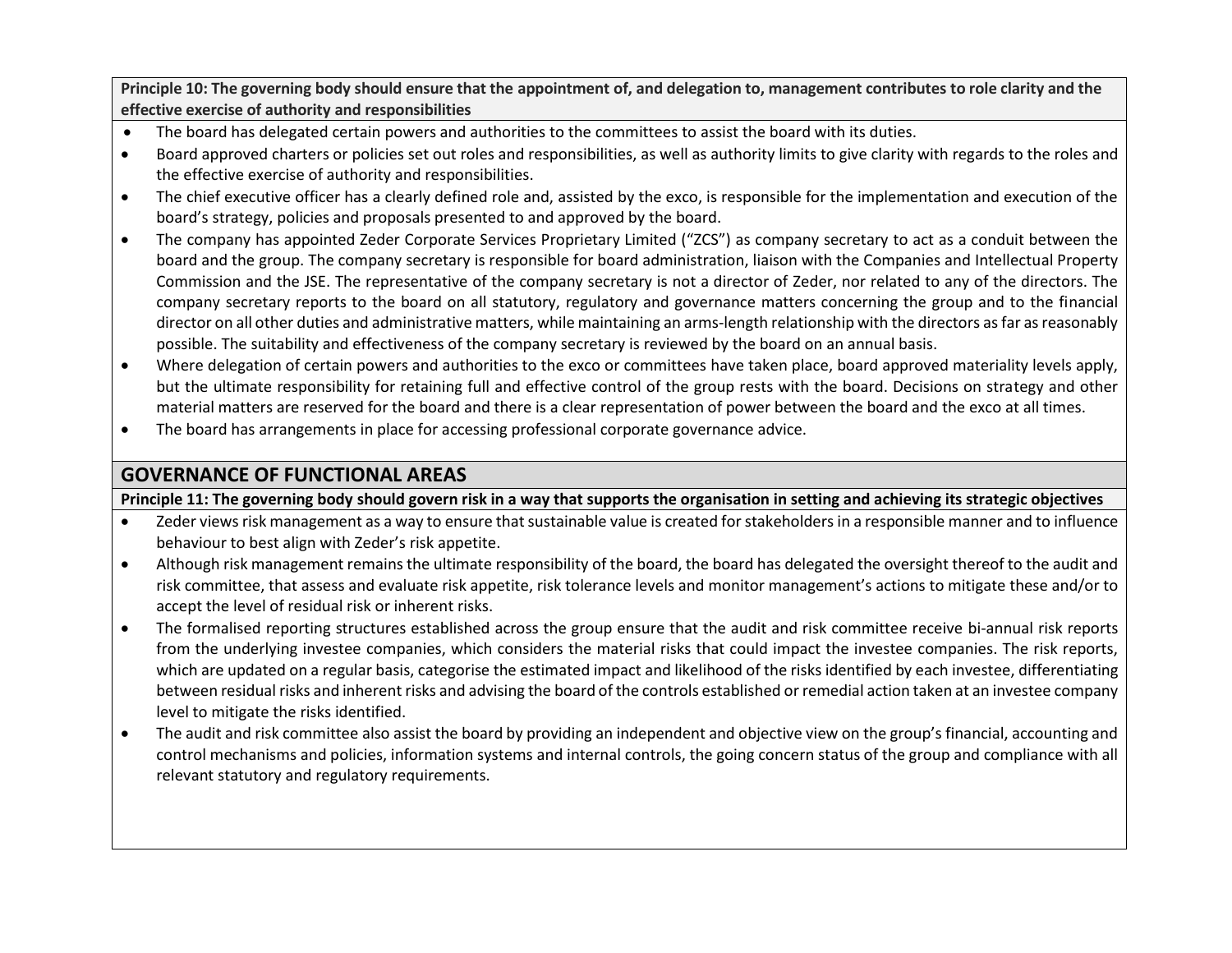**Principle 10: The governing body should ensure that the appointment of, and delegation to, management contributes to role clarity and the effective exercise of authority and responsibilities**

- The board has delegated certain powers and authorities to the committees to assist the board with its duties.
- Board approved charters or policies set out roles and responsibilities, as well as authority limits to give clarity with regards to the roles and the effective exercise of authority and responsibilities.
- The chief executive officer has a clearly defined role and, assisted by the exco, is responsible for the implementation and execution of the board's strategy, policies and proposals presented to and approved by the board.
- The company has appointed Zeder Corporate Services Proprietary Limited ("ZCS") as company secretary to act as a conduit between the board and the group. The company secretary is responsible for board administration, liaison with the Companies and Intellectual Property Commission and the JSE. The representative of the company secretary is not a director of Zeder, nor related to any of the directors. The company secretary reports to the board on all statutory, regulatory and governance matters concerning the group and to the financial director on all other duties and administrative matters, while maintaining an arms-length relationship with the directors as far as reasonably possible. The suitability and effectiveness of the company secretary is reviewed by the board on an annual basis.
- Where delegation of certain powers and authorities to the exco or committees have taken place, board approved materiality levels apply, but the ultimate responsibility for retaining full and effective control of the group rests with the board. Decisions on strategy and other material matters are reserved for the board and there is a clear representation of power between the board and the exco at all times.
- The board has arrangements in place for accessing professional corporate governance advice.

## GOVERNANCE OF FUNCTIONAL AREAS

**Principle 11: The governing body should govern risk in a way that supports the organisation in setting and achieving its strategic objectives**

- Zeder views risk management as a way to ensure that sustainable value is created for stakeholders in a responsible manner and to influence behaviour to best align with Zeder's risk appetite.
- Although risk management remains the ultimate responsibility of the board, the board has delegated the oversight thereof to the audit and risk committee, that assess and evaluate risk appetite, risk tolerance levels and monitor management's actions to mitigate these and/or to accept the level of residual risk or inherent risks.
- The formalised reporting structures established across the group ensure that the audit and risk committee receive bi-annual risk reports from the underlying investee companies, which considers the material risks that could impact the investee companies. The risk reports, which are updated on a regular basis, categorise the estimated impact and likelihood of the risks identified by each investee, differentiating between residual risks and inherent risks and advising the board of the controls established or remedial action taken at an investee company level to mitigate the risks identified.
- The audit and risk committee also assist the board by providing an independent and objective view on the group's financial, accounting and control mechanisms and policies, information systems and internal controls, the going concern status of the group and compliance with all relevant statutory and regulatory requirements.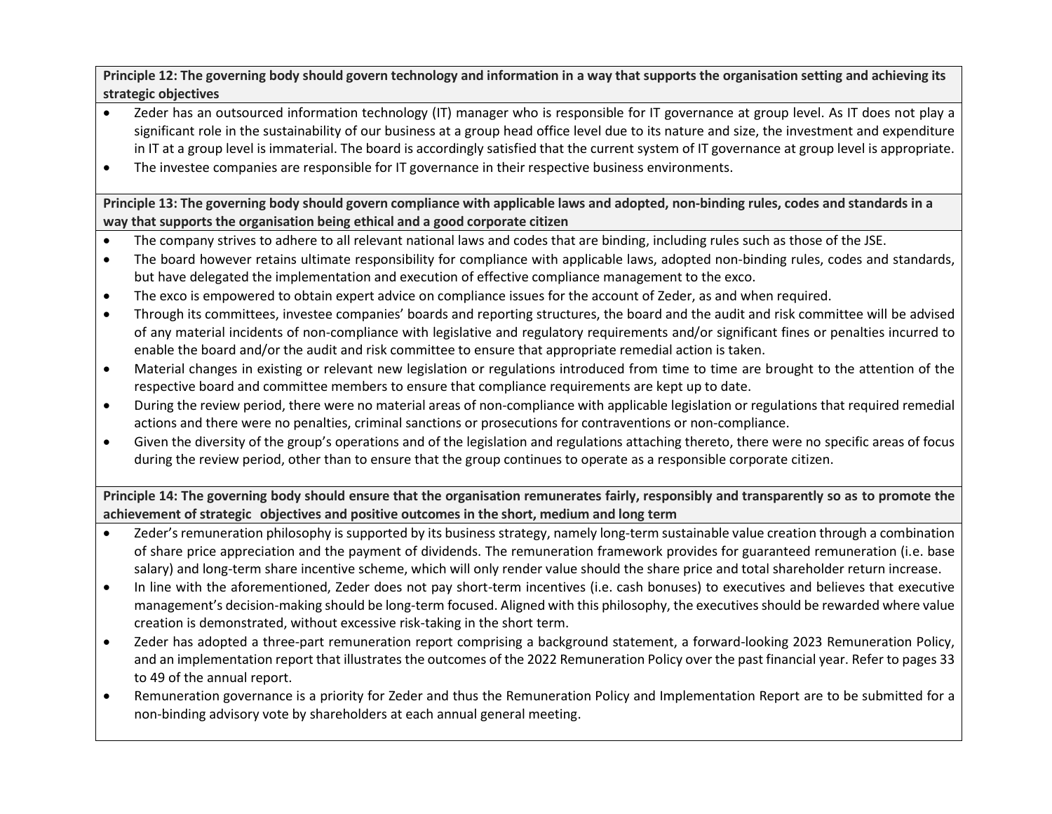**Principle 12: The governing body should govern technology and information in a way that supports the organisation setting and achieving its strategic objectives**

- Zeder has an outsourced information technology (IT) manager who is responsible for IT governance at group level. As IT does not play a significant role in the sustainability of our business at a group head office level due to its nature and size, the investment and expenditure in IT at a group level is immaterial. The board is accordingly satisfied that the current system of IT governance at group level is appropriate.
- The investee companies are responsible for IT governance in their respective business environments.

**Principle 13: The governing body should govern compliance with applicable laws and adopted, non-binding rules, codes and standards in a way that supports the organisation being ethical and a good corporate citizen**

- The company strives to adhere to all relevant national laws and codes that are binding, including rules such as those of the JSE.
- The board however retains ultimate responsibility for compliance with applicable laws, adopted non-binding rules, codes and standards, but have delegated the implementation and execution of effective compliance management to the exco.
- The exco is empowered to obtain expert advice on compliance issues for the account of Zeder, as and when required.
- Through its committees, investee companies' boards and reporting structures, the board and the audit and risk committee will be advised of any material incidents of non-compliance with legislative and regulatory requirements and/or significant fines or penalties incurred to enable the board and/or the audit and risk committee to ensure that appropriate remedial action is taken.
- Material changes in existing or relevant new legislation or regulations introduced from time to time are brought to the attention of the respective board and committee members to ensure that compliance requirements are kept up to date.
- During the review period, there were no material areas of non-compliance with applicable legislation or regulations that required remedial actions and there were no penalties, criminal sanctions or prosecutions for contraventions or non-compliance.
- Given the diversity of the group's operations and of the legislation and regulations attaching thereto, there were no specific areas of focus during the review period, other than to ensure that the group continues to operate as a responsible corporate citizen.

**Principle 14: The governing body should ensure that the organisation remunerates fairly, responsibly and transparently so as to promote the achievement of strategic objectives and positive outcomes in the short, medium and long term**

- Zeder's remuneration philosophy is supported by its business strategy, namely long-term sustainable value creation through a combination of share price appreciation and the payment of dividends. The remuneration framework provides for guaranteed remuneration (i.e. base salary) and long-term share incentive scheme, which will only render value should the share price and total shareholder return increase.
- In line with the aforementioned, Zeder does not pay short-term incentives (i.e. cash bonuses) to executives and believes that executive management's decision-making should be long-term focused. Aligned with this philosophy, the executives should be rewarded where value creation is demonstrated, without excessive risk-taking in the short term.
- Zeder has adopted a three-part remuneration report comprising a background statement, a forward-looking 2023 Remuneration Policy, and an implementation report that illustrates the outcomes of the 2022 Remuneration Policy over the past financial year. Refer to pages 33 to 49 of the annual report.
- Remuneration governance is a priority for Zeder and thus the Remuneration Policy and Implementation Report are to be submitted for a non-binding advisory vote by shareholders at each annual general meeting.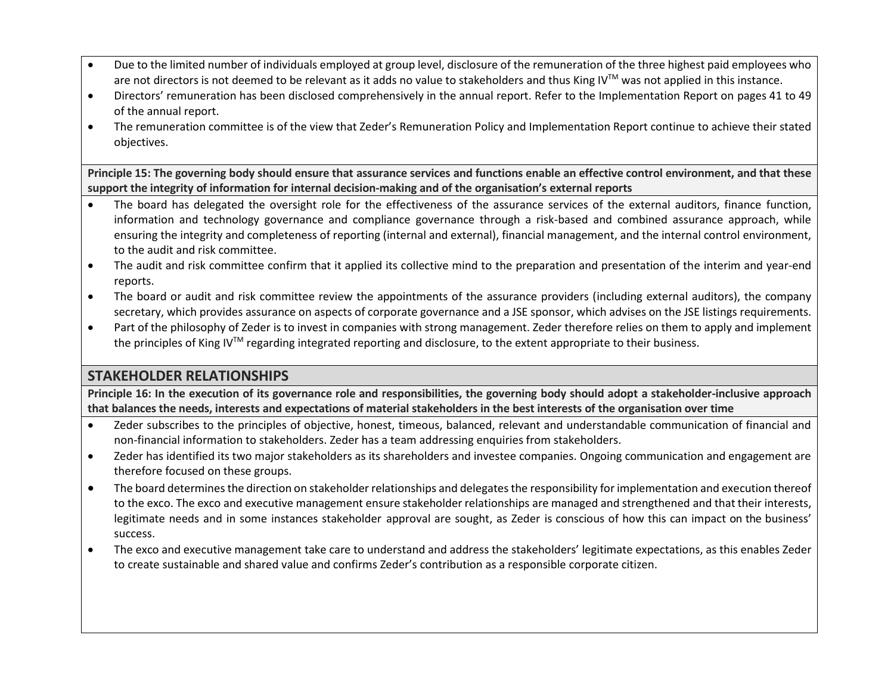- Due to the limited number of individuals employed at group level, disclosure of the remuneration of the three highest paid employees who are not directors is not deemed to be relevant as it adds no value to stakeholders and thus King IV™ was not applied in this instance.
- Directors' remuneration has been disclosed comprehensively in the annual report. Refer to the Implementation Report on pages 41 to 49 of the annual report.
- The remuneration committee is of the view that Zeder's Remuneration Policy and Implementation Report continue to achieve their stated objectives.

**Principle 15: The governing body should ensure that assurance services and functions enable an effective control environment, and that these support the integrity of information for internal decision-making and of the organisation's external reports**

- The board has delegated the oversight role for the effectiveness of the assurance services of the external auditors, finance function, information and technology governance and compliance governance through a risk-based and combined assurance approach, while ensuring the integrity and completeness of reporting (internal and external), financial management, and the internal control environment, to the audit and risk committee.
- The audit and risk committee confirm that it applied its collective mind to the preparation and presentation of the interim and year-end reports.
- The board or audit and risk committee review the appointments of the assurance providers (including external auditors), the company secretary, which provides assurance on aspects of corporate governance and a JSE sponsor, which advises on the JSE listings requirements.
- Part of the philosophy of Zeder is to invest in companies with strong management. Zeder therefore relies on them to apply and implement the principles of King IV™ regarding integrated reporting and disclosure, to the extent appropriate to their business.

## STAKEHOLDER RELATIONSHIPS

**Principle 16: In the execution of its governance role and responsibilities, the governing body should adopt a stakeholder-inclusive approach that balances the needs, interests and expectations of material stakeholders in the best interests of the organisation over time**

- Zeder subscribes to the principles of objective, honest, timeous, balanced, relevant and understandable communication of financial and non-financial information to stakeholders. Zeder has a team addressing enquiries from stakeholders.
- Zeder has identified its two major stakeholders as its shareholders and investee companies. Ongoing communication and engagement are therefore focused on these groups.
- The board determines the direction on stakeholder relationships and delegates the responsibility for implementation and execution thereof to the exco. The exco and executive management ensure stakeholder relationships are managed and strengthened and that their interests, legitimate needs and in some instances stakeholder approval are sought, as Zeder is conscious of how this can impact on the business' success.
- The exco and executive management take care to understand and address the stakeholders' legitimate expectations, as this enables Zeder to create sustainable and shared value and confirms Zeder's contribution as a responsible corporate citizen.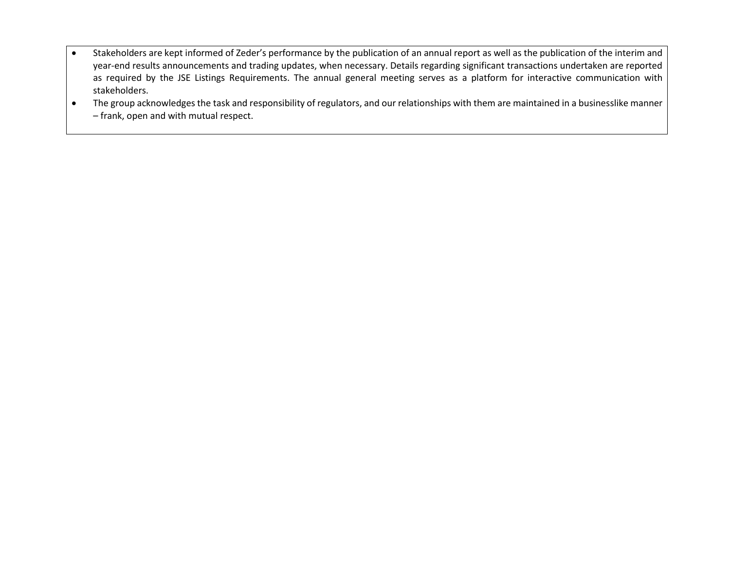- Stakeholders are kept informed of Zeder's performance by the publication of an annual report as well as the publication of the interim and year-end results announcements and trading updates, when necessary. Details regarding significant transactions undertaken are reported as required by the JSE Listings Requirements. The annual general meeting serves as a platform for interactive communication with stakeholders.
- The group acknowledges the task and responsibility of regulators, and our relationships with them are maintained in a businesslike manner – frank, open and with mutual respect.